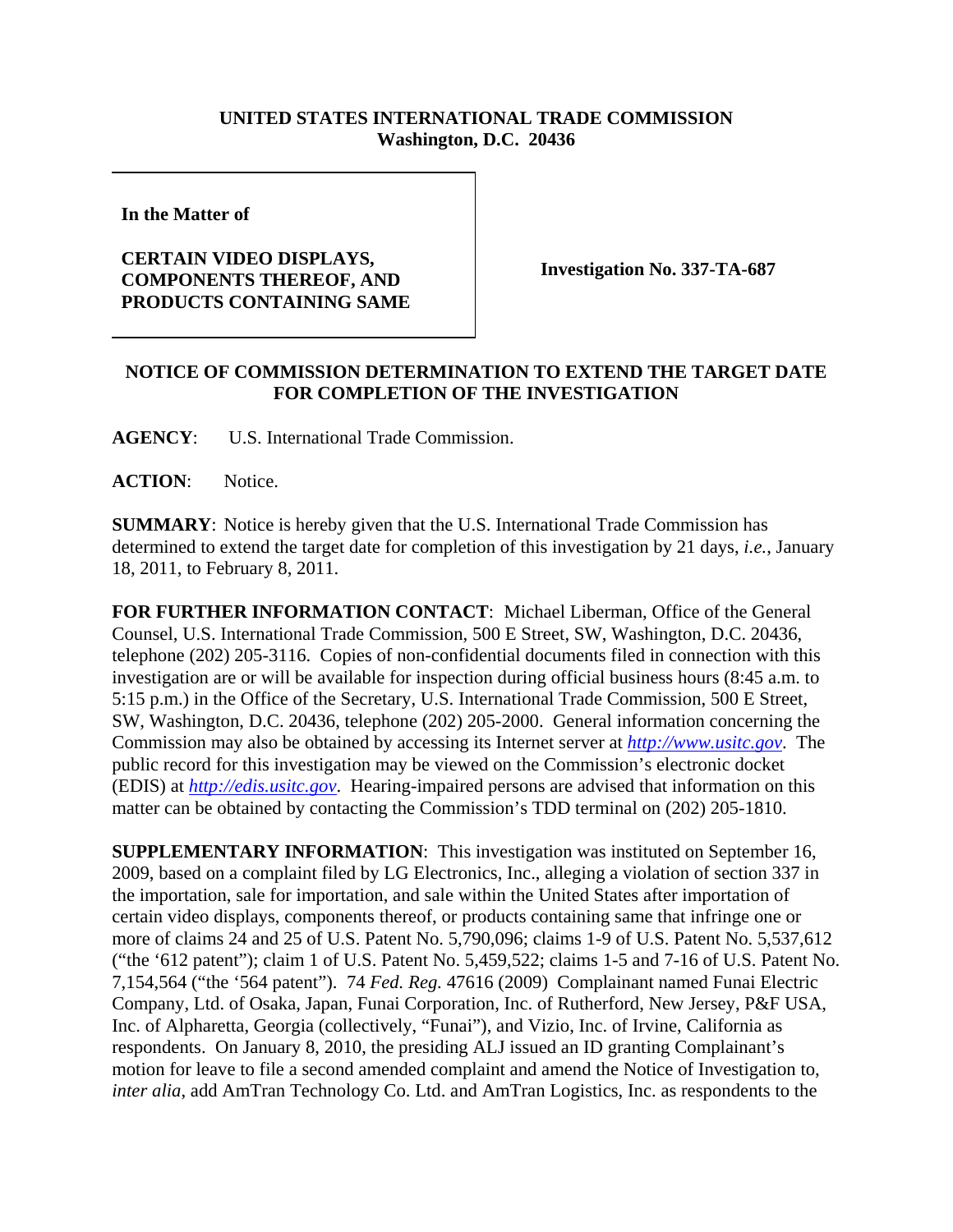**UNITED STATES INTERNATIONAL TRADE COMMISSION**
**Washington, D.C. 20436**

**In the Matter of**

**CERTAIN VIDEO DISPLAYS, COMPONENTS THEREOF, AND PRODUCTS CONTAINING SAME**

**Investigation No. 337-TA-687**

## NOTICE OF COMMISSION DETERMINATION TO EXTEND THE TARGET DATE FOR COMPLETION OF THE INVESTIGATION

**AGENCY**: U.S. International Trade Commission.

**ACTION**: Notice.

**SUMMARY**: Notice is hereby given that the U.S. International Trade Commission has determined to extend the target date for completion of this investigation by 21 days, *i.e.*, January 18, 2011, to February 8, 2011.

**FOR FURTHER INFORMATION CONTACT**: Michael Liberman, Office of the General Counsel, U.S. International Trade Commission, 500 E Street, SW, Washington, D.C. 20436, telephone (202) 205-3116. Copies of non-confidential documents filed in connection with this investigation are or will be available for inspection during official business hours (8:45 a.m. to 5:15 p.m.) in the Office of the Secretary, U.S. International Trade Commission, 500 E Street, SW, Washington, D.C. 20436, telephone (202) 205-2000. General information concerning the Commission may also be obtained by accessing its Internet server at *http://www.usitc.gov*. The public record for this investigation may be viewed on the Commission's electronic docket (EDIS) at *http://edis.usitc.gov*. Hearing-impaired persons are advised that information on this matter can be obtained by contacting the Commission's TDD terminal on (202) 205-1810.

**SUPPLEMENTARY INFORMATION**: This investigation was instituted on September 16, 2009, based on a complaint filed by LG Electronics, Inc., alleging a violation of section 337 in the importation, sale for importation, and sale within the United States after importation of certain video displays, components thereof, or products containing same that infringe one or more of claims 24 and 25 of U.S. Patent No. 5,790,096; claims 1-9 of U.S. Patent No. 5,537,612 ("the '612 patent"); claim 1 of U.S. Patent No. 5,459,522; claims 1-5 and 7-16 of U.S. Patent No. 7,154,564 ("the '564 patent"). 74 *Fed. Reg.* 47616 (2009) Complainant named Funai Electric Company, Ltd. of Osaka, Japan, Funai Corporation, Inc. of Rutherford, New Jersey, P&F USA, Inc. of Alpharetta, Georgia (collectively, "Funai"), and Vizio, Inc. of Irvine, California as respondents. On January 8, 2010, the presiding ALJ issued an ID granting Complainant's motion for leave to file a second amended complaint and amend the Notice of Investigation to, *inter alia*, add AmTran Technology Co. Ltd. and AmTran Logistics, Inc. as respondents to the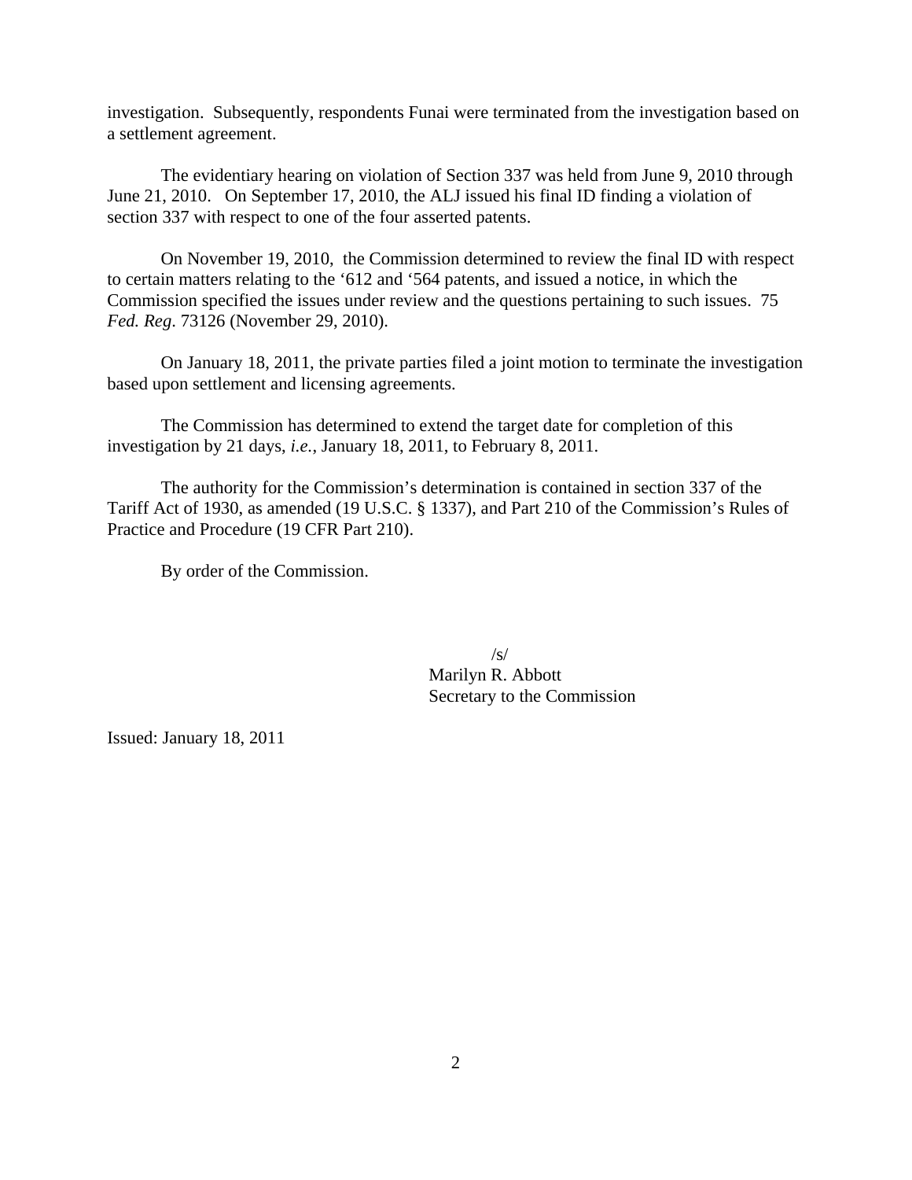investigation. Subsequently, respondents Funai were terminated from the investigation based on a settlement agreement.

The evidentiary hearing on violation of Section 337 was held from June 9, 2010 through June 21, 2010. On September 17, 2010, the ALJ issued his final ID finding a violation of section 337 with respect to one of the four asserted patents.

On November 19, 2010, the Commission determined to review the final ID with respect to certain matters relating to the '612 and '564 patents, and issued a notice, in which the Commission specified the issues under review and the questions pertaining to such issues. 75 *Fed. Reg.* 73126 (November 29, 2010).

On January 18, 2011, the private parties filed a joint motion to terminate the investigation based upon settlement and licensing agreements.

The Commission has determined to extend the target date for completion of this investigation by 21 days, *i.e.*, January 18, 2011, to February 8, 2011.

The authority for the Commission's determination is contained in section 337 of the Tariff Act of 1930, as amended (19 U.S.C. § 1337), and Part 210 of the Commission's Rules of Practice and Procedure (19 CFR Part 210).

By order of the Commission.

/s/
Marilyn R. Abbott
Secretary to the Commission

Issued: January 18, 2011